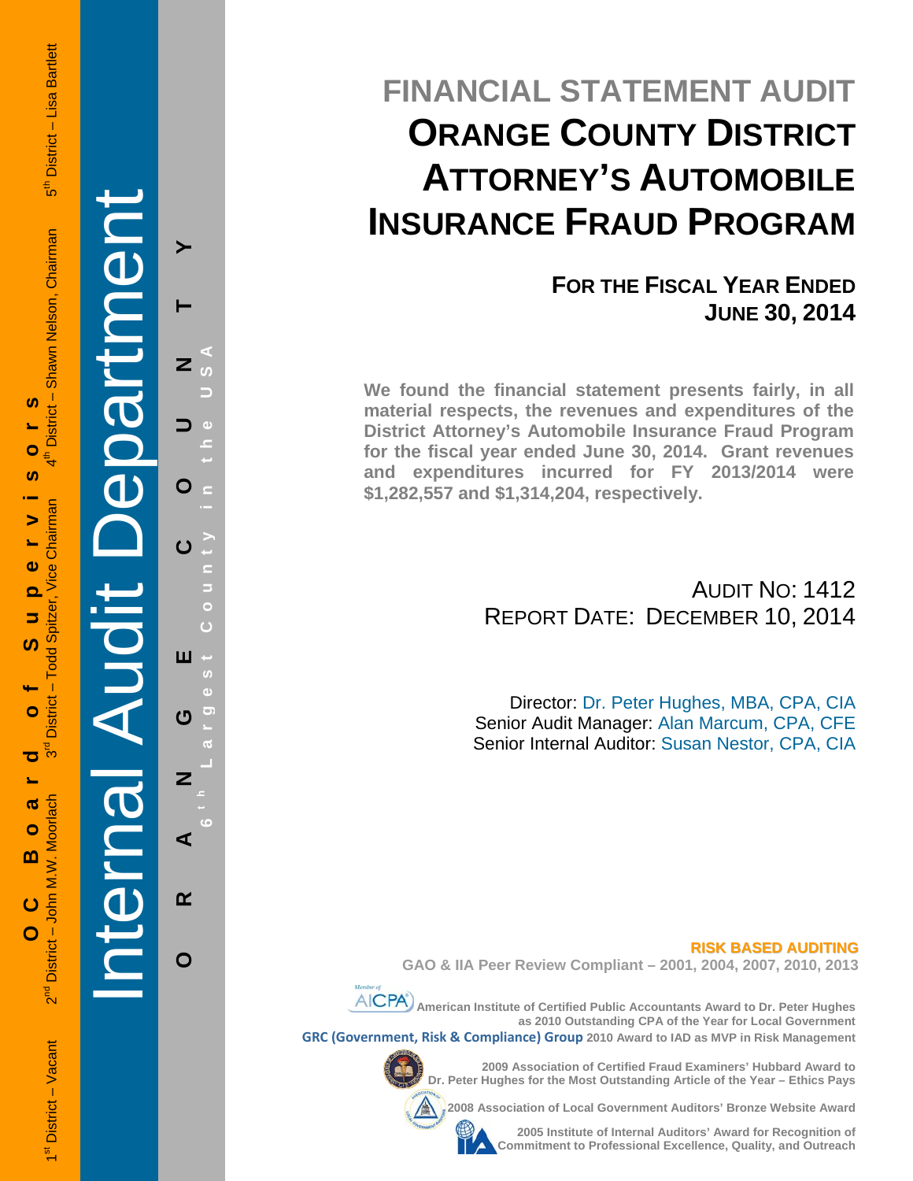OC Board of Supervisors

1st District – Vacant 2nd District – John M.W. Moorlach 3rd District – Todd Spitzer, Vice Chairman 4th District – Shawn Nelson, Chairman 5th District – Lisa Bartlett

Internal Audit Department

ORANGE COUNTY

6th Largest County in the USA

# FINANCIAL STATEMENT AUDIT

# ORANGE COUNTY DISTRICT ATTORNEY'S AUTOMOBILE INSURANCE FRAUD PROGRAM

## FOR THE FISCAL YEAR ENDED JUNE 30, 2014

**We found the financial statement presents fairly, in all material respects, the revenues and expenditures of the District Attorney's Automobile Insurance Fraud Program for the fiscal year ended June 30, 2014. Grant revenues and expenditures incurred for FY 2013/2014 were $1,282,557 and $1,314,204, respectively.**

AUDIT NO: 1412
REPORT DATE: DECEMBER 10, 2014

Director: Dr. Peter Hughes, MBA, CPA, CIA
Senior Audit Manager: Alan Marcum, CPA, CFE
Senior Internal Auditor: Susan Nestor, CPA, CIA

**RISK BASED AUDITING**

**GAO & IIA Peer Review Compliant – 2001, 2004, 2007, 2010, 2013**

**American Institute of Certified Public Accountants Award to Dr. Peter Hughes as 2010 Outstanding CPA of the Year for Local Government**

**GRC (Government, Risk & Compliance) Group 2010 Award to IAD as MVP in Risk Management**

**2009 Association of Certified Fraud Examiners' Hubbard Award to Dr. Peter Hughes for the Most Outstanding Article of the Year – Ethics Pays**

**2008 Association of Local Government Auditors' Bronze Website Award**

**2005 Institute of Internal Auditors' Award for Recognition of Commitment to Professional Excellence, Quality, and Outreach**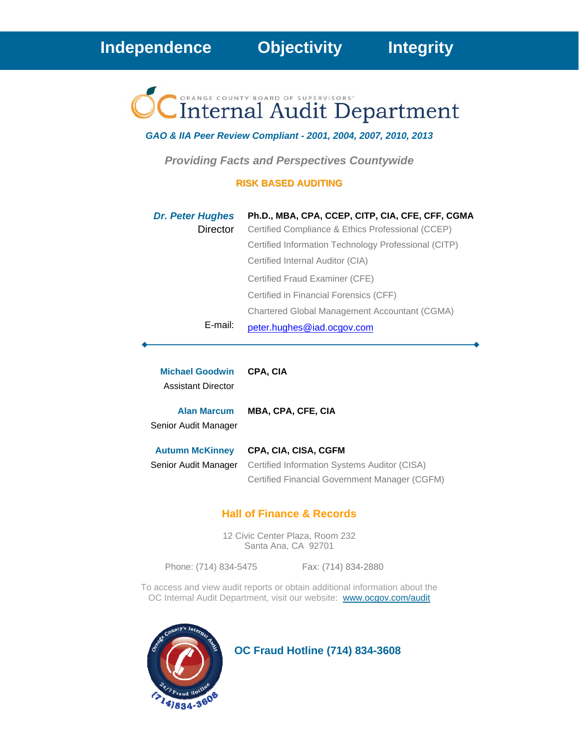**Independence Objectivity Integrity**

ORANGE COUNTY BOARD OF SUPERVISORS'

# Internal Audit Department

***GAO & IIA Peer Review Compliant - 2001, 2004, 2007, 2010, 2013***

***Providing Facts and Perspectives Countywide***

**RISK BASED AUDITING**

***Dr. Peter Hughes*** — **Ph.D., MBA, CPA, CCEP, CITP, CIA, CFE, CFF, CGMA**

Director

- Certified Compliance & Ethics Professional (CCEP)
- Certified Information Technology Professional (CITP)
- Certified Internal Auditor (CIA)
- Certified Fraud Examiner (CFE)
- Certified in Financial Forensics (CFF)
- Chartered Global Management Accountant (CGMA)

E-mail: peter.hughes@iad.ocgov.com

---

**Michael Goodwin** — **CPA, CIA**

Assistant Director

**Alan Marcum** — **MBA, CPA, CFE, CIA**

Senior Audit Manager

**Autumn McKinney** — **CPA, CIA, CISA, CGFM**

Senior Audit Manager

- Certified Information Systems Auditor (CISA)
- Certified Financial Government Manager (CGFM)

## Hall of Finance & Records

12 Civic Center Plaza, Room 232
Santa Ana, CA 92701

Phone: (714) 834-5475 Fax: (714) 834-2880

To access and view audit reports or obtain additional information about the OC Internal Audit Department, visit our website: www.ocgov.com/audit

**OC Fraud Hotline (714) 834-3608**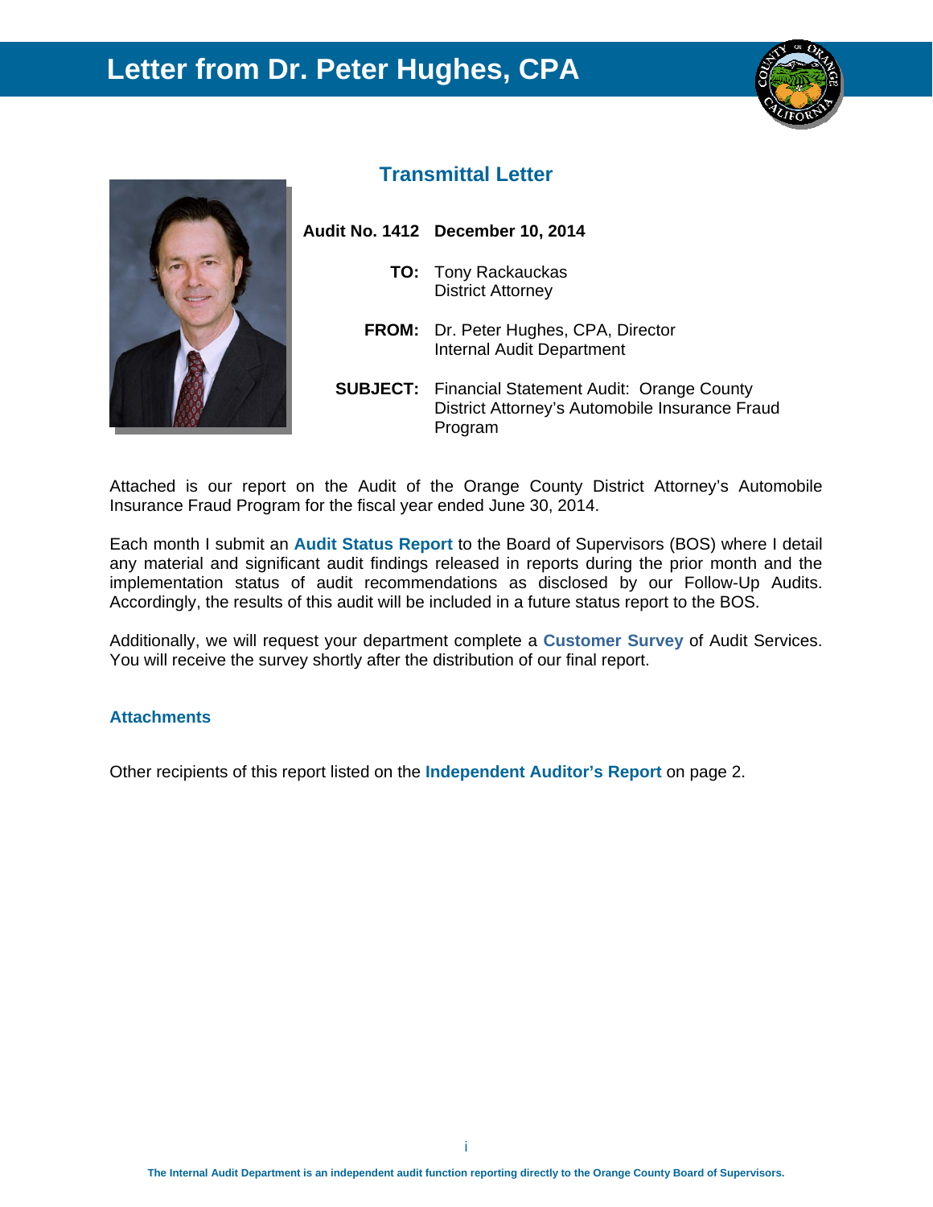# Letter from Dr. Peter Hughes, CPA

## Transmittal Letter

**Audit No. 1412** **December 10, 2014**

**TO:** Tony Rackauckas
District Attorney

**FROM:** Dr. Peter Hughes, CPA, Director
Internal Audit Department

**SUBJECT:** Financial Statement Audit: Orange County District Attorney's Automobile Insurance Fraud Program

Attached is our report on the Audit of the Orange County District Attorney's Automobile Insurance Fraud Program for the fiscal year ended June 30, 2014.

Each month I submit an **Audit Status Report** to the Board of Supervisors (BOS) where I detail any material and significant audit findings released in reports during the prior month and the implementation status of audit recommendations as disclosed by our Follow-Up Audits. Accordingly, the results of this audit will be included in a future status report to the BOS.

Additionally, we will request your department complete a **Customer Survey** of Audit Services. You will receive the survey shortly after the distribution of our final report.

**Attachments**

Other recipients of this report listed on the **Independent Auditor's Report** on page 2.

**The Internal Audit Department is an independent audit function reporting directly to the Orange County Board of Supervisors.**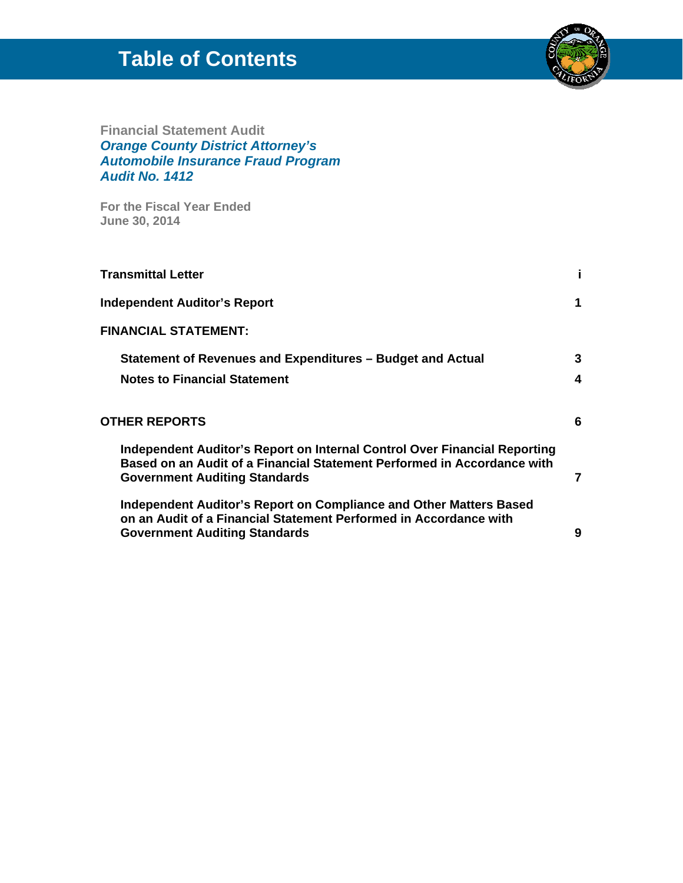# Table of Contents

**Financial Statement Audit**
***Orange County District Attorney's***
***Automobile Insurance Fraud Program***
***Audit No. 1412***

**For the Fiscal Year Ended**
**June 30, 2014**

| | |
|---|---|
| **Transmittal Letter** | **i** |
| **Independent Auditor's Report** | **1** |
| **FINANCIAL STATEMENT:** | |
| **Statement of Revenues and Expenditures – Budget and Actual** | **3** |
| **Notes to Financial Statement** | **4** |
| **OTHER REPORTS** | **6** |
| **Independent Auditor's Report on Internal Control Over Financial Reporting Based on an Audit of a Financial Statement Performed in Accordance with Government Auditing Standards** | **7** |
| **Independent Auditor's Report on Compliance and Other Matters Based on an Audit of a Financial Statement Performed in Accordance with Government Auditing Standards** | **9** |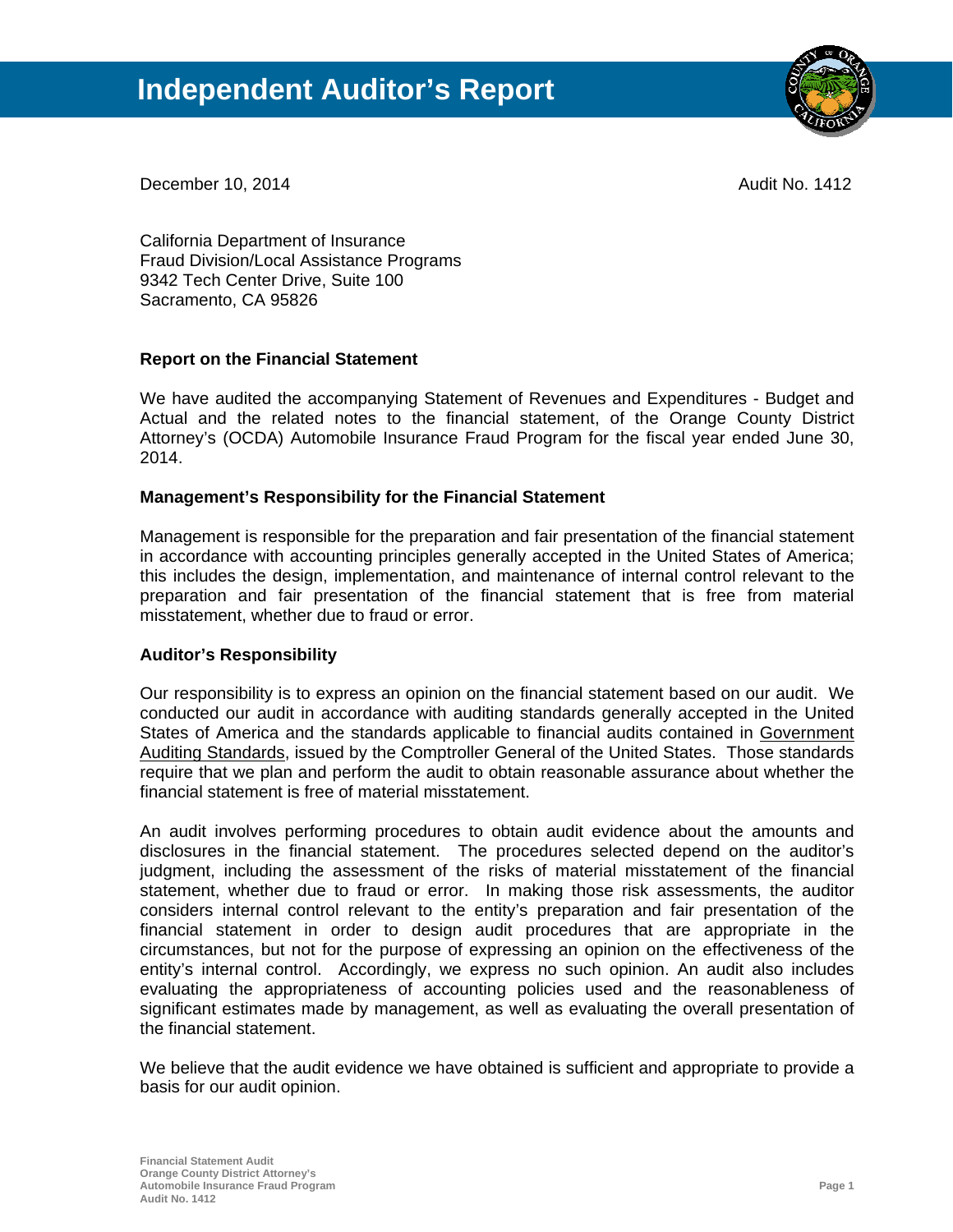# Independent Auditor's Report

December 10, 2014

Audit No. 1412

California Department of Insurance
Fraud Division/Local Assistance Programs
9342 Tech Center Drive, Suite 100
Sacramento, CA 95826

**Report on the Financial Statement**

We have audited the accompanying Statement of Revenues and Expenditures - Budget and Actual and the related notes to the financial statement, of the Orange County District Attorney's (OCDA) Automobile Insurance Fraud Program for the fiscal year ended June 30, 2014.

**Management's Responsibility for the Financial Statement**

Management is responsible for the preparation and fair presentation of the financial statement in accordance with accounting principles generally accepted in the United States of America; this includes the design, implementation, and maintenance of internal control relevant to the preparation and fair presentation of the financial statement that is free from material misstatement, whether due to fraud or error.

**Auditor's Responsibility**

Our responsibility is to express an opinion on the financial statement based on our audit. We conducted our audit in accordance with auditing standards generally accepted in the United States of America and the standards applicable to financial audits contained in Government Auditing Standards, issued by the Comptroller General of the United States. Those standards require that we plan and perform the audit to obtain reasonable assurance about whether the financial statement is free of material misstatement.

An audit involves performing procedures to obtain audit evidence about the amounts and disclosures in the financial statement. The procedures selected depend on the auditor's judgment, including the assessment of the risks of material misstatement of the financial statement, whether due to fraud or error. In making those risk assessments, the auditor considers internal control relevant to the entity's preparation and fair presentation of the financial statement in order to design audit procedures that are appropriate in the circumstances, but not for the purpose of expressing an opinion on the effectiveness of the entity's internal control. Accordingly, we express no such opinion. An audit also includes evaluating the appropriateness of accounting policies used and the reasonableness of significant estimates made by management, as well as evaluating the overall presentation of the financial statement.

We believe that the audit evidence we have obtained is sufficient and appropriate to provide a basis for our audit opinion.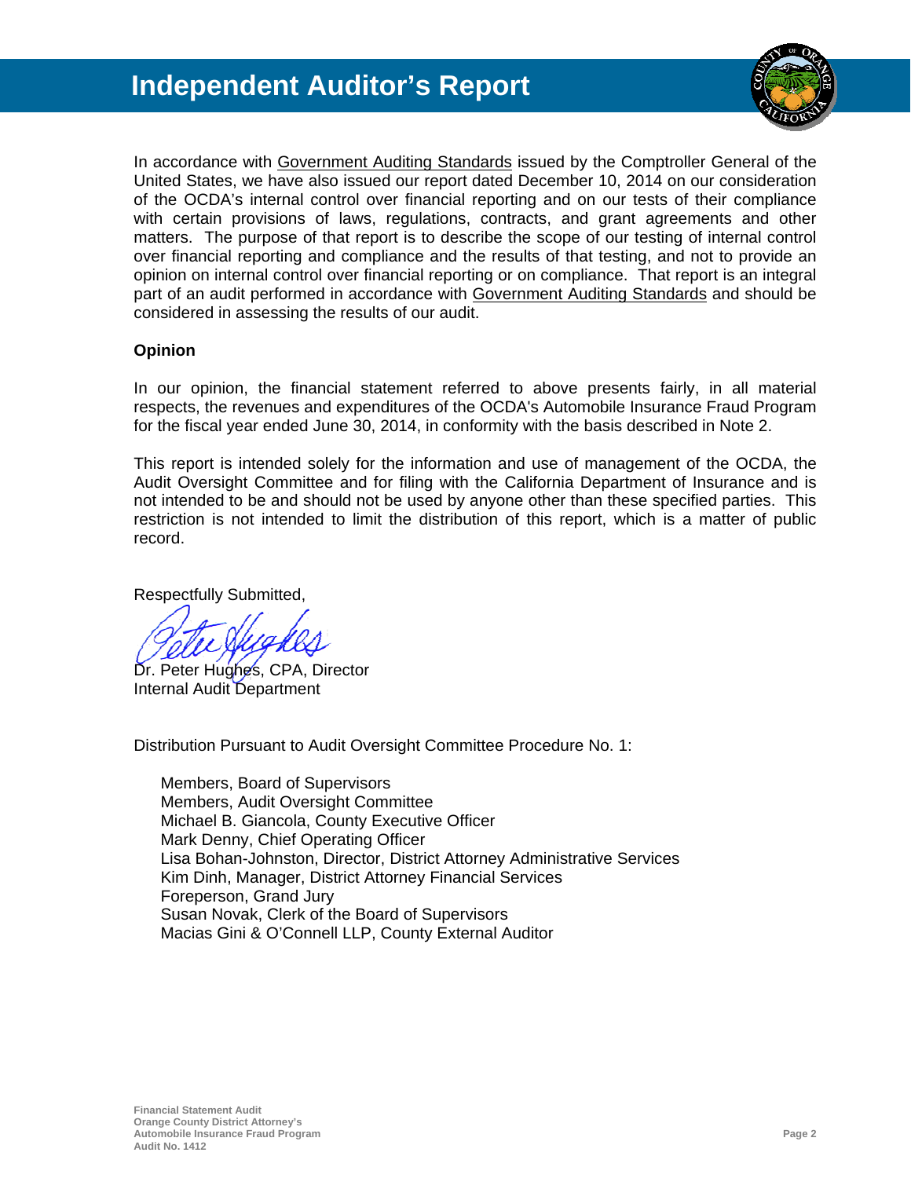# Independent Auditor's Report

In accordance with Government Auditing Standards issued by the Comptroller General of the United States, we have also issued our report dated December 10, 2014 on our consideration of the OCDA's internal control over financial reporting and on our tests of their compliance with certain provisions of laws, regulations, contracts, and grant agreements and other matters. The purpose of that report is to describe the scope of our testing of internal control over financial reporting and compliance and the results of that testing, and not to provide an opinion on internal control over financial reporting or on compliance. That report is an integral part of an audit performed in accordance with Government Auditing Standards and should be considered in assessing the results of our audit.

**Opinion**

In our opinion, the financial statement referred to above presents fairly, in all material respects, the revenues and expenditures of the OCDA's Automobile Insurance Fraud Program for the fiscal year ended June 30, 2014, in conformity with the basis described in Note 2.

This report is intended solely for the information and use of management of the OCDA, the Audit Oversight Committee and for filing with the California Department of Insurance and is not intended to be and should not be used by anyone other than these specified parties. This restriction is not intended to limit the distribution of this report, which is a matter of public record.

Respectfully Submitted,

Dr. Peter Hughes, CPA, Director
Internal Audit Department

Distribution Pursuant to Audit Oversight Committee Procedure No. 1:

- Members, Board of Supervisors
- Members, Audit Oversight Committee
- Michael B. Giancola, County Executive Officer
- Mark Denny, Chief Operating Officer
- Lisa Bohan-Johnston, Director, District Attorney Administrative Services
- Kim Dinh, Manager, District Attorney Financial Services
- Foreperson, Grand Jury
- Susan Novak, Clerk of the Board of Supervisors
- Macias Gini & O'Connell LLP, County External Auditor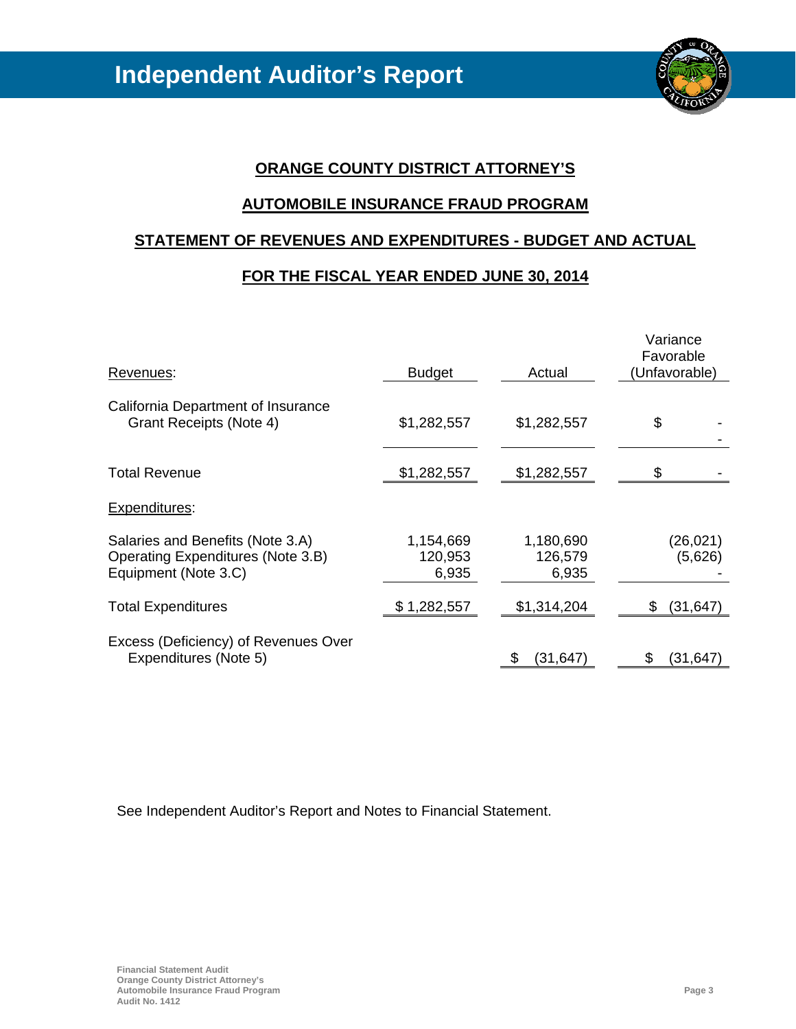# Independent Auditor's Report

## ORANGE COUNTY DISTRICT ATTORNEY'S

## AUTOMOBILE INSURANCE FRAUD PROGRAM

## STATEMENT OF REVENUES AND EXPENDITURES - BUDGET AND ACTUAL

## FOR THE FISCAL YEAR ENDED JUNE 30, 2014

| Revenues: | Budget | Actual | Variance Favorable (Unfavorable) |
|---|---|---|---|
| California Department of Insurance Grant Receipts (Note 4) | $1,282,557 | $1,282,557 | $ - |
| Total Revenue | $1,282,557 | $1,282,557 | $ - |
| **Expenditures:** | | | |
| Salaries and Benefits (Note 3.A) | 1,154,669 | 1,180,690 | (26,021) |
| Operating Expenditures (Note 3.B) | 120,953 | 126,579 | (5,626) |
| Equipment (Note 3.C) | 6,935 | 6,935 | - |
| Total Expenditures | $ 1,282,557 | $1,314,204 | $ (31,647) |
| Excess (Deficiency) of Revenues Over Expenditures (Note 5) | | $ (31,647) | $ (31,647) |

See Independent Auditor's Report and Notes to Financial Statement.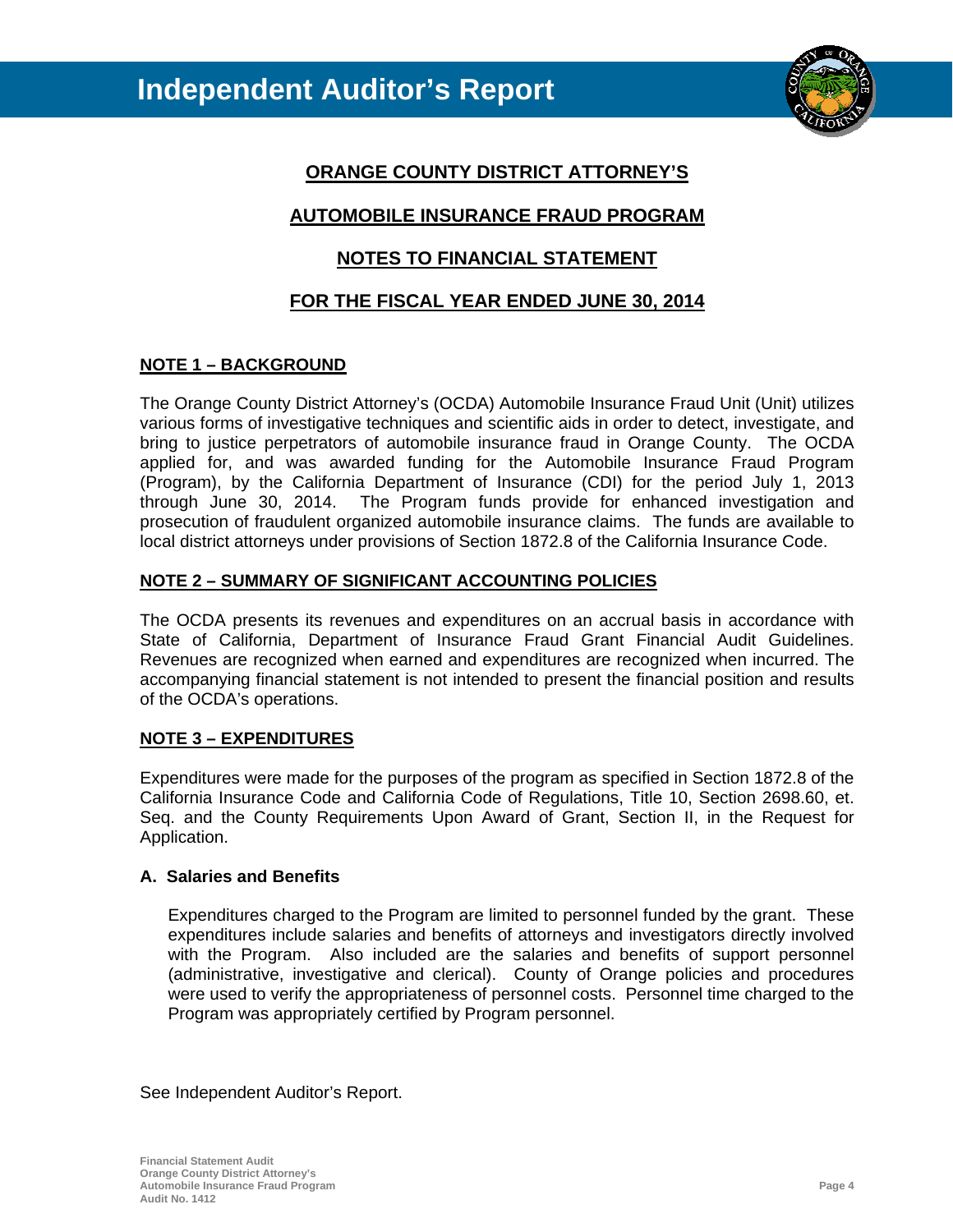# Independent Auditor's Report

## ORANGE COUNTY DISTRICT ATTORNEY'S

## AUTOMOBILE INSURANCE FRAUD PROGRAM

## NOTES TO FINANCIAL STATEMENT

## FOR THE FISCAL YEAR ENDED JUNE 30, 2014

### NOTE 1 – BACKGROUND

The Orange County District Attorney's (OCDA) Automobile Insurance Fraud Unit (Unit) utilizes various forms of investigative techniques and scientific aids in order to detect, investigate, and bring to justice perpetrators of automobile insurance fraud in Orange County. The OCDA applied for, and was awarded funding for the Automobile Insurance Fraud Program (Program), by the California Department of Insurance (CDI) for the period July 1, 2013 through June 30, 2014. The Program funds provide for enhanced investigation and prosecution of fraudulent organized automobile insurance claims. The funds are available to local district attorneys under provisions of Section 1872.8 of the California Insurance Code.

### NOTE 2 – SUMMARY OF SIGNIFICANT ACCOUNTING POLICIES

The OCDA presents its revenues and expenditures on an accrual basis in accordance with State of California, Department of Insurance Fraud Grant Financial Audit Guidelines. Revenues are recognized when earned and expenditures are recognized when incurred. The accompanying financial statement is not intended to present the financial position and results of the OCDA's operations.

### NOTE 3 – EXPENDITURES

Expenditures were made for the purposes of the program as specified in Section 1872.8 of the California Insurance Code and California Code of Regulations, Title 10, Section 2698.60, et. Seq. and the County Requirements Upon Award of Grant, Section II, in the Request for Application.

**A. Salaries and Benefits**

Expenditures charged to the Program are limited to personnel funded by the grant. These expenditures include salaries and benefits of attorneys and investigators directly involved with the Program. Also included are the salaries and benefits of support personnel (administrative, investigative and clerical). County of Orange policies and procedures were used to verify the appropriateness of personnel costs. Personnel time charged to the Program was appropriately certified by Program personnel.

See Independent Auditor's Report.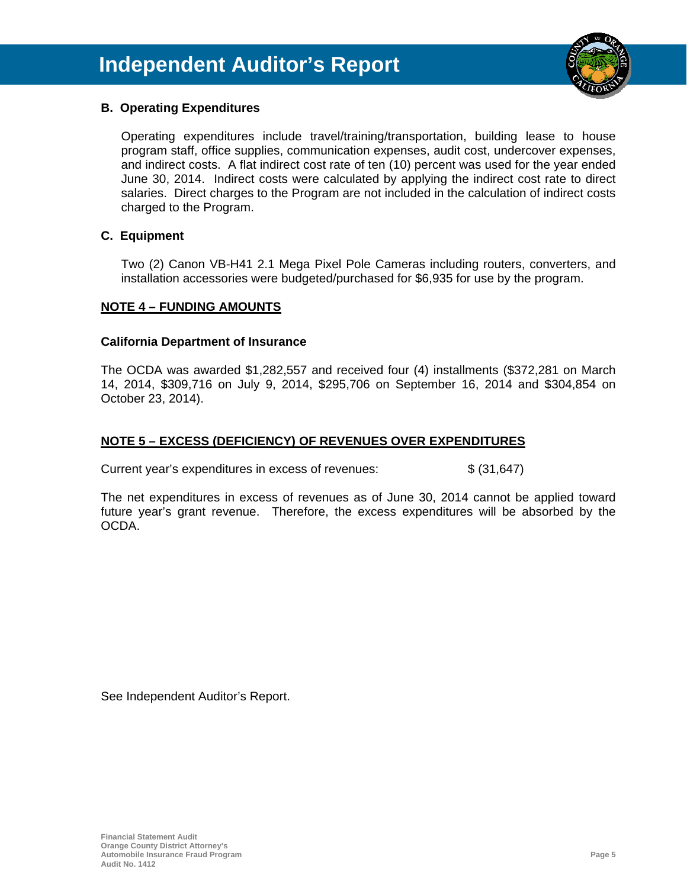### B. Operating Expenditures

Operating expenditures include travel/training/transportation, building lease to house program staff, office supplies, communication expenses, audit cost, undercover expenses, and indirect costs. A flat indirect cost rate of ten (10) percent was used for the year ended June 30, 2014. Indirect costs were calculated by applying the indirect cost rate to direct salaries. Direct charges to the Program are not included in the calculation of indirect costs charged to the Program.

### C. Equipment

Two (2) Canon VB-H41 2.1 Mega Pixel Pole Cameras including routers, converters, and installation accessories were budgeted/purchased for $6,935 for use by the program.

## NOTE 4 – FUNDING AMOUNTS

**California Department of Insurance**

The OCDA was awarded $1,282,557 and received four (4) installments ($372,281 on March 14, 2014, $309,716 on July 9, 2014, $295,706 on September 16, 2014 and $304,854 on October 23, 2014).

## NOTE 5 – EXCESS (DEFICIENCY) OF REVENUES OVER EXPENDITURES

Current year's expenditures in excess of revenues: $ (31,647)

The net expenditures in excess of revenues as of June 30, 2014 cannot be applied toward future year's grant revenue. Therefore, the excess expenditures will be absorbed by the OCDA.

See Independent Auditor's Report.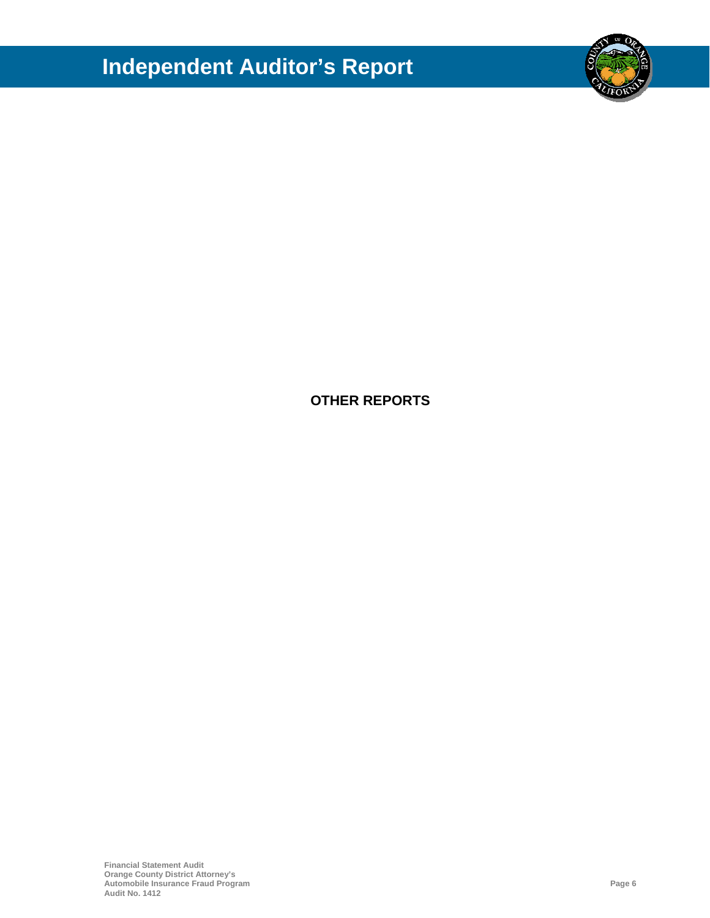# OTHER REPORTS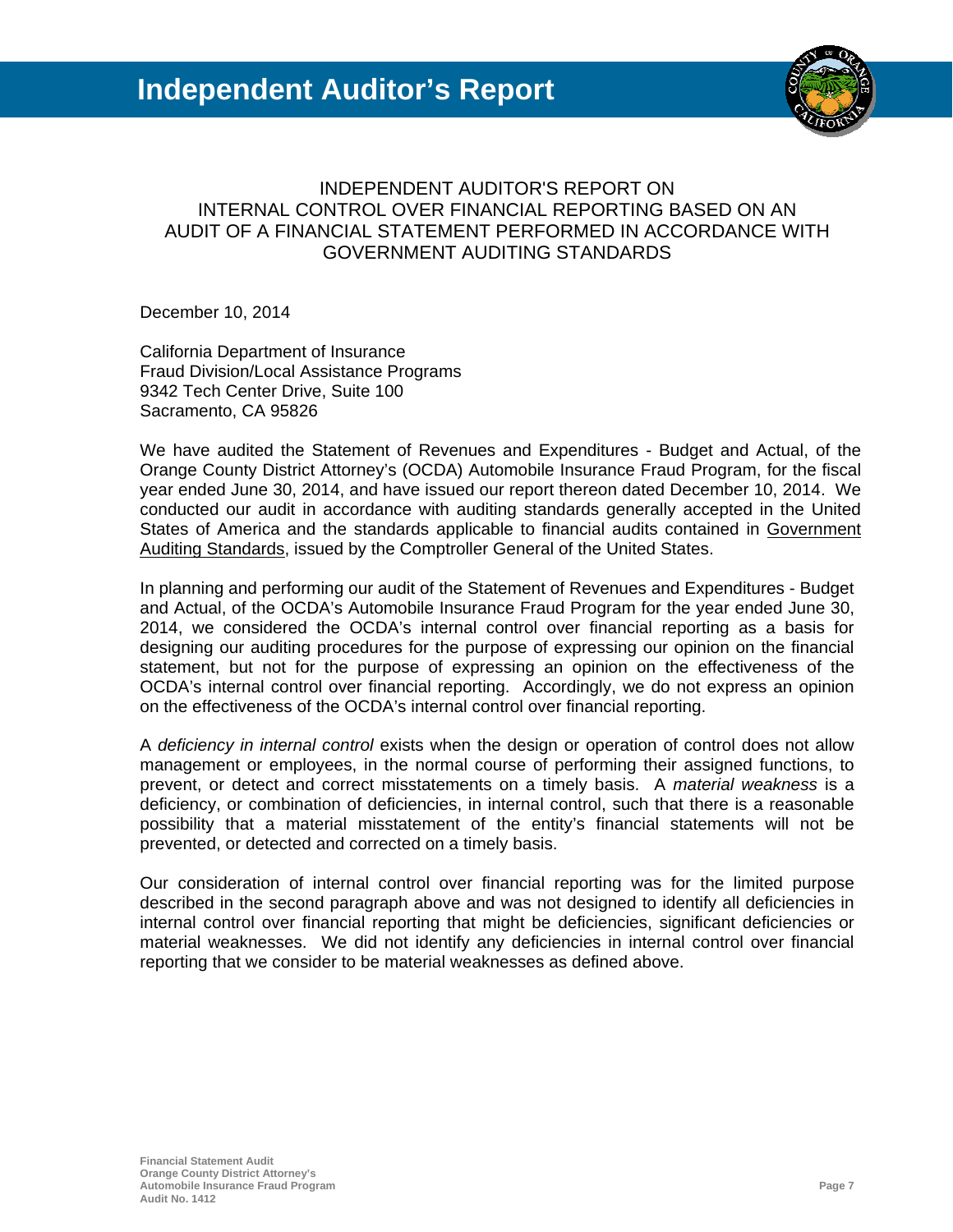# Independent Auditor's Report

## INDEPENDENT AUDITOR'S REPORT ON INTERNAL CONTROL OVER FINANCIAL REPORTING BASED ON AN AUDIT OF A FINANCIAL STATEMENT PERFORMED IN ACCORDANCE WITH GOVERNMENT AUDITING STANDARDS

December 10, 2014

California Department of Insurance
Fraud Division/Local Assistance Programs
9342 Tech Center Drive, Suite 100
Sacramento, CA 95826

We have audited the Statement of Revenues and Expenditures - Budget and Actual, of the Orange County District Attorney's (OCDA) Automobile Insurance Fraud Program, for the fiscal year ended June 30, 2014, and have issued our report thereon dated December 10, 2014. We conducted our audit in accordance with auditing standards generally accepted in the United States of America and the standards applicable to financial audits contained in Government Auditing Standards, issued by the Comptroller General of the United States.

In planning and performing our audit of the Statement of Revenues and Expenditures - Budget and Actual, of the OCDA's Automobile Insurance Fraud Program for the year ended June 30, 2014, we considered the OCDA's internal control over financial reporting as a basis for designing our auditing procedures for the purpose of expressing our opinion on the financial statement, but not for the purpose of expressing an opinion on the effectiveness of the OCDA's internal control over financial reporting. Accordingly, we do not express an opinion on the effectiveness of the OCDA's internal control over financial reporting.

A *deficiency in internal control* exists when the design or operation of control does not allow management or employees, in the normal course of performing their assigned functions, to prevent, or detect and correct misstatements on a timely basis. A *material weakness* is a deficiency, or combination of deficiencies, in internal control, such that there is a reasonable possibility that a material misstatement of the entity's financial statements will not be prevented, or detected and corrected on a timely basis.

Our consideration of internal control over financial reporting was for the limited purpose described in the second paragraph above and was not designed to identify all deficiencies in internal control over financial reporting that might be deficiencies, significant deficiencies or material weaknesses. We did not identify any deficiencies in internal control over financial reporting that we consider to be material weaknesses as defined above.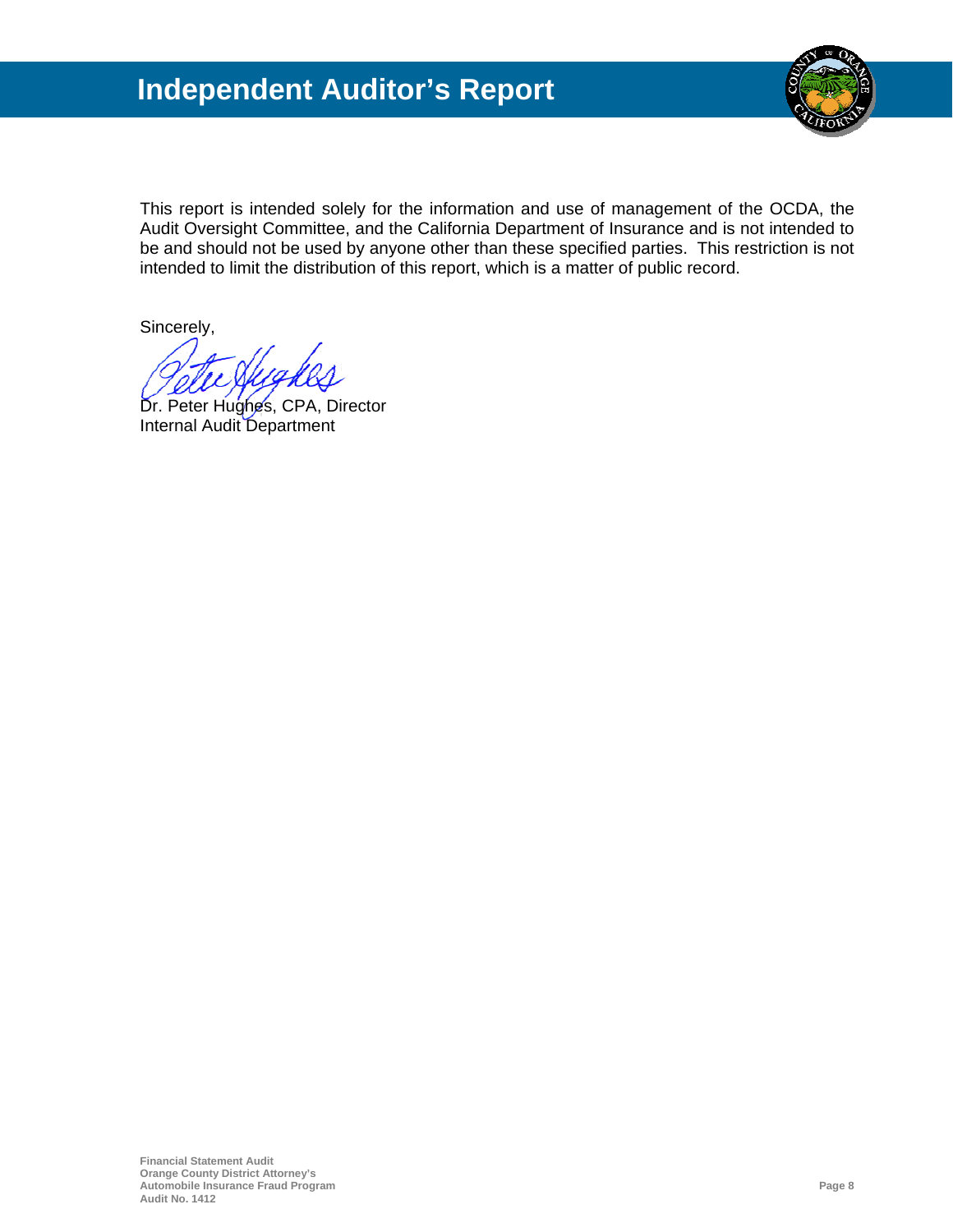# Independent Auditor's Report

This report is intended solely for the information and use of management of the OCDA, the Audit Oversight Committee, and the California Department of Insurance and is not intended to be and should not be used by anyone other than these specified parties. This restriction is not intended to limit the distribution of this report, which is a matter of public record.

Sincerely,

Dr. Peter Hughes, CPA, Director
Internal Audit Department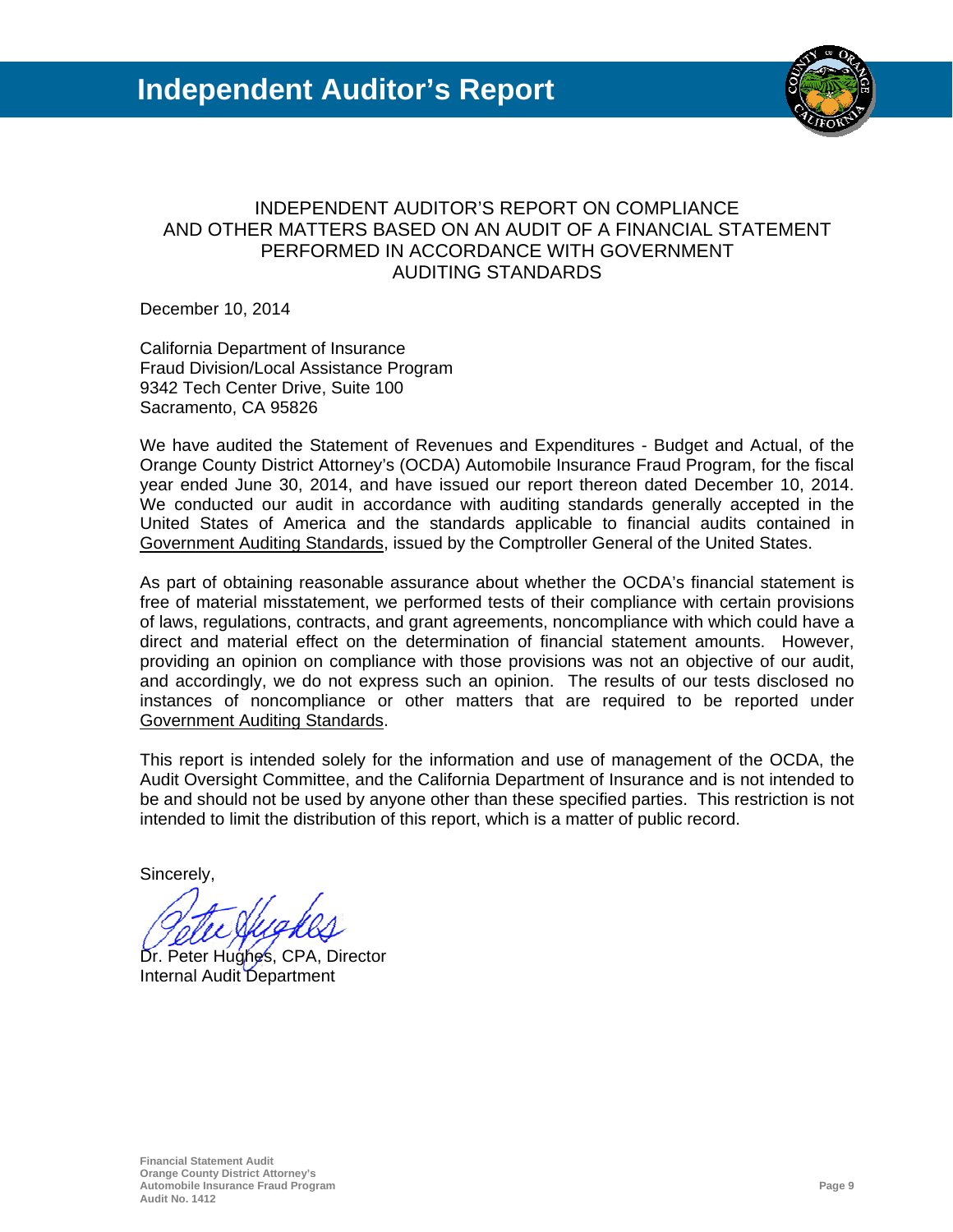# Independent Auditor's Report

## INDEPENDENT AUDITOR'S REPORT ON COMPLIANCE AND OTHER MATTERS BASED ON AN AUDIT OF A FINANCIAL STATEMENT PERFORMED IN ACCORDANCE WITH GOVERNMENT AUDITING STANDARDS

December 10, 2014

California Department of Insurance
Fraud Division/Local Assistance Program
9342 Tech Center Drive, Suite 100
Sacramento, CA 95826

We have audited the Statement of Revenues and Expenditures - Budget and Actual, of the Orange County District Attorney's (OCDA) Automobile Insurance Fraud Program, for the fiscal year ended June 30, 2014, and have issued our report thereon dated December 10, 2014. We conducted our audit in accordance with auditing standards generally accepted in the United States of America and the standards applicable to financial audits contained in Government Auditing Standards, issued by the Comptroller General of the United States.

As part of obtaining reasonable assurance about whether the OCDA's financial statement is free of material misstatement, we performed tests of their compliance with certain provisions of laws, regulations, contracts, and grant agreements, noncompliance with which could have a direct and material effect on the determination of financial statement amounts. However, providing an opinion on compliance with those provisions was not an objective of our audit, and accordingly, we do not express such an opinion. The results of our tests disclosed no instances of noncompliance or other matters that are required to be reported under Government Auditing Standards.

This report is intended solely for the information and use of management of the OCDA, the Audit Oversight Committee, and the California Department of Insurance and is not intended to be and should not be used by anyone other than these specified parties. This restriction is not intended to limit the distribution of this report, which is a matter of public record.

Sincerely,

Dr. Peter Hughes, CPA, Director
Internal Audit Department